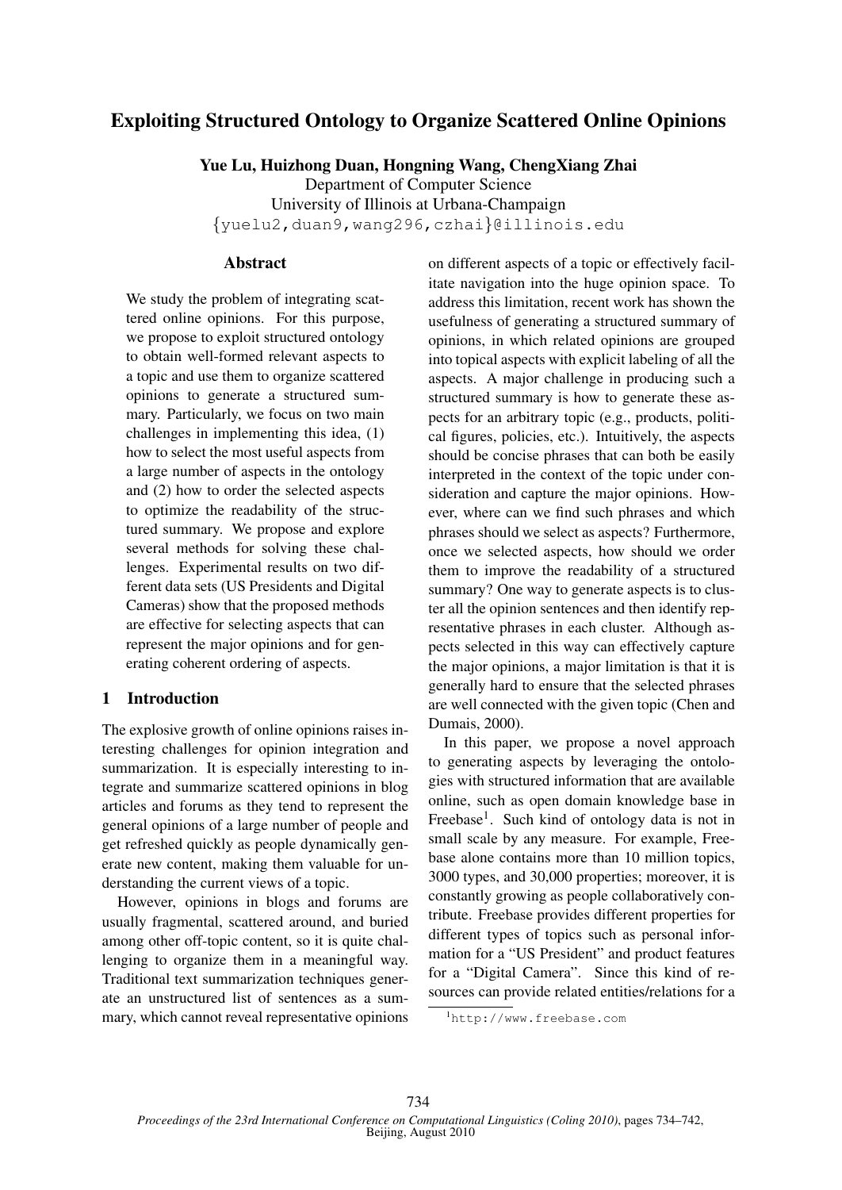# Exploiting Structured Ontology to Organize Scattered Online Opinions

**Yue Lu, Huizhong Duan, Hongning Wang, ChengXiang Zhai**

Department of Computer Science
University of Illinois at Urbana-Champaign
{yuelu2,duan9,wang296,czhai}@illinois.edu

## Abstract

We study the problem of integrating scattered online opinions. For this purpose, we propose to exploit structured ontology to obtain well-formed relevant aspects to a topic and use them to organize scattered opinions to generate a structured summary. Particularly, we focus on two main challenges in implementing this idea, (1) how to select the most useful aspects from a large number of aspects in the ontology and (2) how to order the selected aspects to optimize the readability of the structured summary. We propose and explore several methods for solving these challenges. Experimental results on two different data sets (US Presidents and Digital Cameras) show that the proposed methods are effective for selecting aspects that can represent the major opinions and for generating coherent ordering of aspects.

## 1 Introduction

The explosive growth of online opinions raises interesting challenges for opinion integration and summarization. It is especially interesting to integrate and summarize scattered opinions in blog articles and forums as they tend to represent the general opinions of a large number of people and get refreshed quickly as people dynamically generate new content, making them valuable for understanding the current views of a topic.

However, opinions in blogs and forums are usually fragmental, scattered around, and buried among other off-topic content, so it is quite challenging to organize them in a meaningful way. Traditional text summarization techniques generate an unstructured list of sentences as a summary, which cannot reveal representative opinions on different aspects of a topic or effectively facilitate navigation into the huge opinion space. To address this limitation, recent work has shown the usefulness of generating a structured summary of opinions, in which related opinions are grouped into topical aspects with explicit labeling of all the aspects. A major challenge in producing such a structured summary is how to generate these aspects for an arbitrary topic (e.g., products, political figures, policies, etc.). Intuitively, the aspects should be concise phrases that can both be easily interpreted in the context of the topic under consideration and capture the major opinions. However, where can we find such phrases and which phrases should we select as aspects? Furthermore, once we selected aspects, how should we order them to improve the readability of a structured summary? One way to generate aspects is to cluster all the opinion sentences and then identify representative phrases in each cluster. Although aspects selected in this way can effectively capture the major opinions, a major limitation is that it is generally hard to ensure that the selected phrases are well connected with the given topic (Chen and Dumais, 2000).

In this paper, we propose a novel approach to generating aspects by leveraging the ontologies with structured information that are available online, such as open domain knowledge base in Freebase[1]. Such kind of ontology data is not in small scale by any measure. For example, Freebase alone contains more than 10 million topics, 3000 types, and 30,000 properties; moreover, it is constantly growing as people collaboratively contribute. Freebase provides different properties for different types of topics such as personal information for a "US President" and product features for a "Digital Camera". Since this kind of resources can provide related entities/relations for a

[1] http://www.freebase.com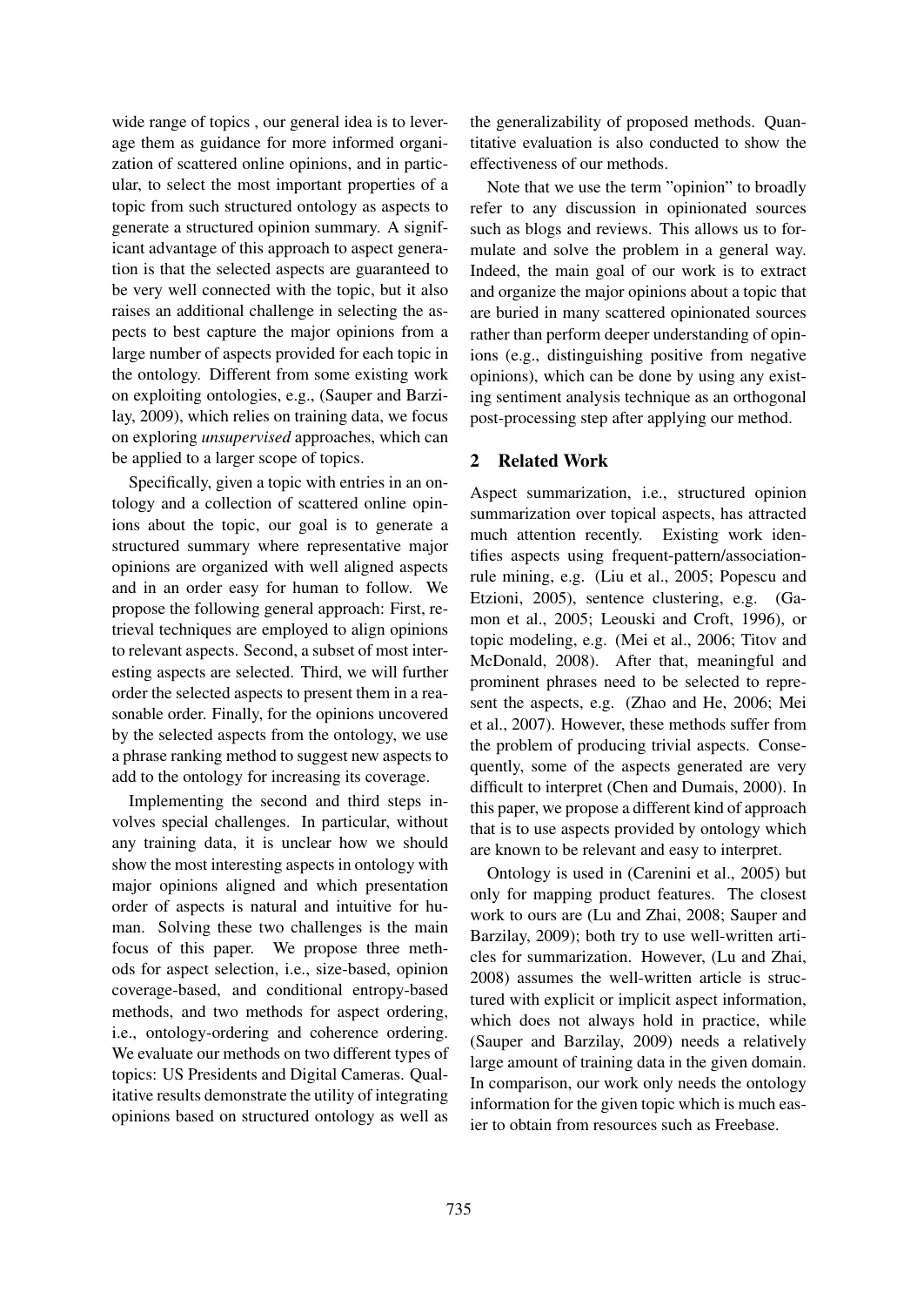wide range of topics , our general idea is to leverage them as guidance for more informed organization of scattered online opinions, and in particular, to select the most important properties of a topic from such structured ontology as aspects to generate a structured opinion summary. A significant advantage of this approach to aspect generation is that the selected aspects are guaranteed to be very well connected with the topic, but it also raises an additional challenge in selecting the aspects to best capture the major opinions from a large number of aspects provided for each topic in the ontology. Different from some existing work on exploiting ontologies, e.g., (Sauper and Barzilay, 2009), which relies on training data, we focus on exploring *unsupervised* approaches, which can be applied to a larger scope of topics.

Specifically, given a topic with entries in an ontology and a collection of scattered online opinions about the topic, our goal is to generate a structured summary where representative major opinions are organized with well aligned aspects and in an order easy for human to follow. We propose the following general approach: First, retrieval techniques are employed to align opinions to relevant aspects. Second, a subset of most interesting aspects are selected. Third, we will further order the selected aspects to present them in a reasonable order. Finally, for the opinions uncovered by the selected aspects from the ontology, we use a phrase ranking method to suggest new aspects to add to the ontology for increasing its coverage.

Implementing the second and third steps involves special challenges. In particular, without any training data, it is unclear how we should show the most interesting aspects in ontology with major opinions aligned and which presentation order of aspects is natural and intuitive for human. Solving these two challenges is the main focus of this paper. We propose three methods for aspect selection, i.e., size-based, opinion coverage-based, and conditional entropy-based methods, and two methods for aspect ordering, i.e., ontology-ordering and coherence ordering. We evaluate our methods on two different types of topics: US Presidents and Digital Cameras. Qualitative results demonstrate the utility of integrating opinions based on structured ontology as well as the generalizability of proposed methods. Quantitative evaluation is also conducted to show the effectiveness of our methods.

Note that we use the term "opinion" to broadly refer to any discussion in opinionated sources such as blogs and reviews. This allows us to formulate and solve the problem in a general way. Indeed, the main goal of our work is to extract and organize the major opinions about a topic that are buried in many scattered opinionated sources rather than perform deeper understanding of opinions (e.g., distinguishing positive from negative opinions), which can be done by using any existing sentiment analysis technique as an orthogonal post-processing step after applying our method.

## 2 Related Work

Aspect summarization, i.e., structured opinion summarization over topical aspects, has attracted much attention recently. Existing work identifies aspects using frequent-pattern/association-rule mining, e.g. (Liu et al., 2005; Popescu and Etzioni, 2005), sentence clustering, e.g. (Gamon et al., 2005; Leouski and Croft, 1996), or topic modeling, e.g. (Mei et al., 2006; Titov and McDonald, 2008). After that, meaningful and prominent phrases need to be selected to represent the aspects, e.g. (Zhao and He, 2006; Mei et al., 2007). However, these methods suffer from the problem of producing trivial aspects. Consequently, some of the aspects generated are very difficult to interpret (Chen and Dumais, 2000). In this paper, we propose a different kind of approach that is to use aspects provided by ontology which are known to be relevant and easy to interpret.

Ontology is used in (Carenini et al., 2005) but only for mapping product features. The closest work to ours are (Lu and Zhai, 2008; Sauper and Barzilay, 2009); both try to use well-written articles for summarization. However, (Lu and Zhai, 2008) assumes the well-written article is structured with explicit or implicit aspect information, which does not always hold in practice, while (Sauper and Barzilay, 2009) needs a relatively large amount of training data in the given domain. In comparison, our work only needs the ontology information for the given topic which is much easier to obtain from resources such as Freebase.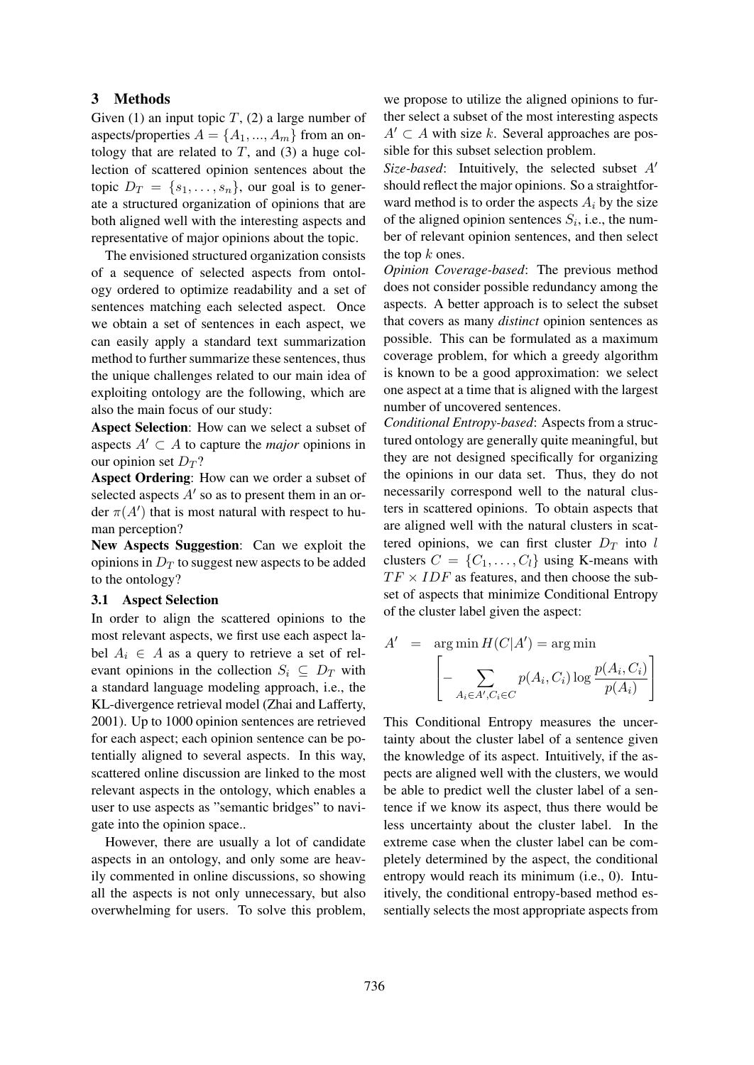## 3 Methods

Given (1) an input topic $T$, (2) a large number of aspects/properties $A = \{A_1, ..., A_m\}$ from an ontology that are related to $T$, and (3) a huge collection of scattered opinion sentences about the topic $D_T = \{s_1, \ldots, s_n\}$, our goal is to generate a structured organization of opinions that are both aligned well with the interesting aspects and representative of major opinions about the topic.

The envisioned structured organization consists of a sequence of selected aspects from ontology ordered to optimize readability and a set of sentences matching each selected aspect. Once we obtain a set of sentences in each aspect, we can easily apply a standard text summarization method to further summarize these sentences, thus the unique challenges related to our main idea of exploiting ontology are the following, which are also the main focus of our study:

**Aspect Selection**: How can we select a subset of aspects $A' \subset A$ to capture the *major* opinions in our opinion set $D_T$?

**Aspect Ordering**: How can we order a subset of selected aspects $A'$ so as to present them in an order $\pi(A')$ that is most natural with respect to human perception?

**New Aspects Suggestion**: Can we exploit the opinions in $D_T$ to suggest new aspects to be added to the ontology?

### 3.1 Aspect Selection

In order to align the scattered opinions to the most relevant aspects, we first use each aspect label $A_i \in A$ as a query to retrieve a set of relevant opinions in the collection $S_i \subseteq D_T$ with a standard language modeling approach, i.e., the KL-divergence retrieval model (Zhai and Lafferty, 2001). Up to 1000 opinion sentences are retrieved for each aspect; each opinion sentence can be potentially aligned to several aspects. In this way, scattered online discussion are linked to the most relevant aspects in the ontology, which enables a user to use aspects as "semantic bridges" to navigate into the opinion space..

However, there are usually a lot of candidate aspects in an ontology, and only some are heavily commented in online discussions, so showing all the aspects is not only unnecessary, but also overwhelming for users. To solve this problem, we propose to utilize the aligned opinions to further select a subset of the most interesting aspects $A' \subset A$ with size $k$. Several approaches are possible for this subset selection problem.

*Size-based*: Intuitively, the selected subset $A'$ should reflect the major opinions. So a straightforward method is to order the aspects $A_i$ by the size of the aligned opinion sentences $S_i$, i.e., the number of relevant opinion sentences, and then select the top $k$ ones.

*Opinion Coverage-based*: The previous method does not consider possible redundancy among the aspects. A better approach is to select the subset that covers as many *distinct* opinion sentences as possible. This can be formulated as a maximum coverage problem, for which a greedy algorithm is known to be a good approximation: we select one aspect at a time that is aligned with the largest number of uncovered sentences.

*Conditional Entropy-based*: Aspects from a structured ontology are generally quite meaningful, but they are not designed specifically for organizing the opinions in our data set. Thus, they do not necessarily correspond well to the natural clusters in scattered opinions. To obtain aspects that are aligned well with the natural clusters in scattered opinions, we can first cluster $D_T$ into $l$ clusters $C = \{C_1, \ldots, C_l\}$ using K-means with $TF \times IDF$ as features, and then choose the subset of aspects that minimize Conditional Entropy of the cluster label given the aspect:

$$A' = \arg\min H(C|A') = \arg\min \left[ -\sum_{A_i \in A', C_i \in C} p(A_i, C_i) \log \frac{p(A_i, C_i)}{p(A_i)} \right]$$

This Conditional Entropy measures the uncertainty about the cluster label of a sentence given the knowledge of its aspect. Intuitively, if the aspects are aligned well with the clusters, we would be able to predict well the cluster label of a sentence if we know its aspect, thus there would be less uncertainty about the cluster label. In the extreme case when the cluster label can be completely determined by the aspect, the conditional entropy would reach its minimum (i.e., 0). Intuitively, the conditional entropy-based method essentially selects the most appropriate aspects from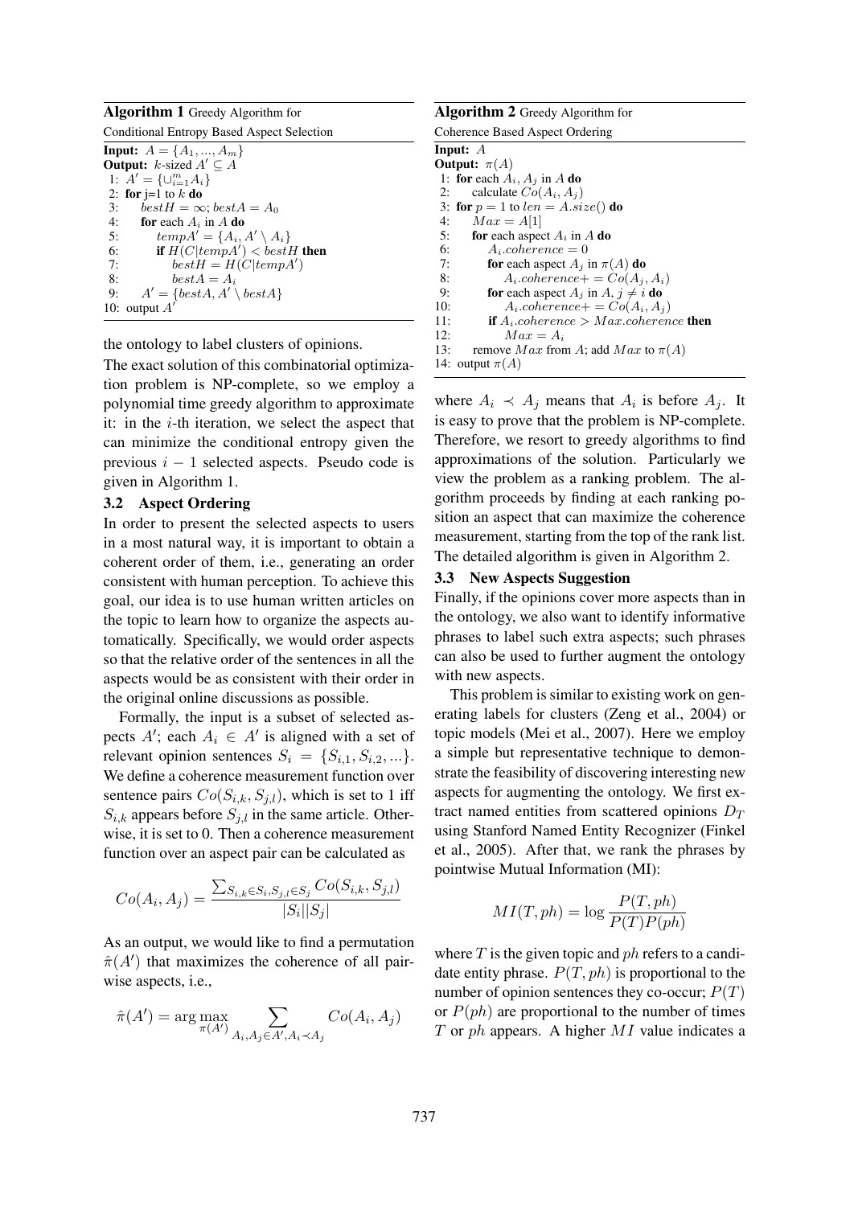**Algorithm 1** Greedy Algorithm for Conditional Entropy Based Aspect Selection

```
Input: A = {A_1, ..., A_m}
Output: k-sized A' ⊆ A
 1: A' = {∪_{i=1}^m A_i}
 2: for j=1 to k do
 3:    bestH = ∞; bestA = A_0
 4:    for each A_i in A do
 5:       tempA' = {A_i, A' \ A_i}
 6:       if H(C|tempA') < bestH then
 7:          bestH = H(C|tempA')
 8:          bestA = A_i
 9:    A' = {bestA, A' \ bestA}
10: output A'
```

the ontology to label clusters of opinions.

The exact solution of this combinatorial optimization problem is NP-complete, so we employ a polynomial time greedy algorithm to approximate it: in the $i$-th iteration, we select the aspect that can minimize the conditional entropy given the previous $i-1$ selected aspects. Pseudo code is given in Algorithm 1.

### 3.2 Aspect Ordering

In order to present the selected aspects to users in a most natural way, it is important to obtain a coherent order of them, i.e., generating an order consistent with human perception. To achieve this goal, our idea is to use human written articles on the topic to learn how to organize the aspects automatically. Specifically, we would order aspects so that the relative order of the sentences in all the aspects would be as consistent with their order in the original online discussions as possible.

Formally, the input is a subset of selected aspects $A'$; each $A_i \in A'$ is aligned with a set of relevant opinion sentences $S_i = \{S_{i,1}, S_{i,2}, ...\}$. We define a coherence measurement function over sentence pairs $Co(S_{i,k}, S_{j,l})$, which is set to 1 iff $S_{i,k}$ appears before $S_{j,l}$ in the same article. Otherwise, it is set to 0. Then a coherence measurement function over an aspect pair can be calculated as

$$Co(A_i, A_j) = \frac{\sum_{S_{i,k} \in S_i, S_{j,l} \in S_j} Co(S_{i,k}, S_{j,l})}{|S_i||S_j|}$$

As an output, we would like to find a permutation $\hat{\pi}(A')$ that maximizes the coherence of all pairwise aspects, i.e.,

$$\hat{\pi}(A') = \arg\max_{\pi(A')} \sum_{A_i, A_j \in A', A_i \prec A_j} Co(A_i, A_j)$$

**Algorithm 2** Greedy Algorithm for Coherence Based Aspect Ordering

```
Input: A
Output: π(A)
 1: for each A_i, A_j in A do
 2:    calculate Co(A_i, A_j)
 3: for p = 1 to len = A.size() do
 4:    Max = A[1]
 5:    for each aspect A_i in A do
 6:       A_i.coherence = 0
 7:       for each aspect A_j in π(A) do
 8:          A_i.coherence+ = Co(A_j, A_i)
 9:       for each aspect A_j in A, j ≠ i do
10:          A_i.coherence+ = Co(A_i, A_j)
11:       if A_i.coherence > Max.coherence then
12:          Max = A_i
13:    remove Max from A; add Max to π(A)
14: output π(A)
```

where $A_i \prec A_j$ means that $A_i$ is before $A_j$. It is easy to prove that the problem is NP-complete. Therefore, we resort to greedy algorithms to find approximations of the solution. Particularly we view the problem as a ranking problem. The algorithm proceeds by finding at each ranking position an aspect that can maximize the coherence measurement, starting from the top of the rank list. The detailed algorithm is given in Algorithm 2.

### 3.3 New Aspects Suggestion

Finally, if the opinions cover more aspects than in the ontology, we also want to identify informative phrases to label such extra aspects; such phrases can also be used to further augment the ontology with new aspects.

This problem is similar to existing work on generating labels for clusters (Zeng et al., 2004) or topic models (Mei et al., 2007). Here we employ a simple but representative technique to demonstrate the feasibility of discovering interesting new aspects for augmenting the ontology. We first extract named entities from scattered opinions $D_T$ using Stanford Named Entity Recognizer (Finkel et al., 2005). After that, we rank the phrases by pointwise Mutual Information (MI):

$$MI(T, ph) = \log \frac{P(T, ph)}{P(T)P(ph)}$$

where $T$ is the given topic and $ph$ refers to a candidate entity phrase. $P(T, ph)$ is proportional to the number of opinion sentences they co-occur; $P(T)$ or $P(ph)$ are proportional to the number of times $T$ or $ph$ appears. A higher $MI$ value indicates a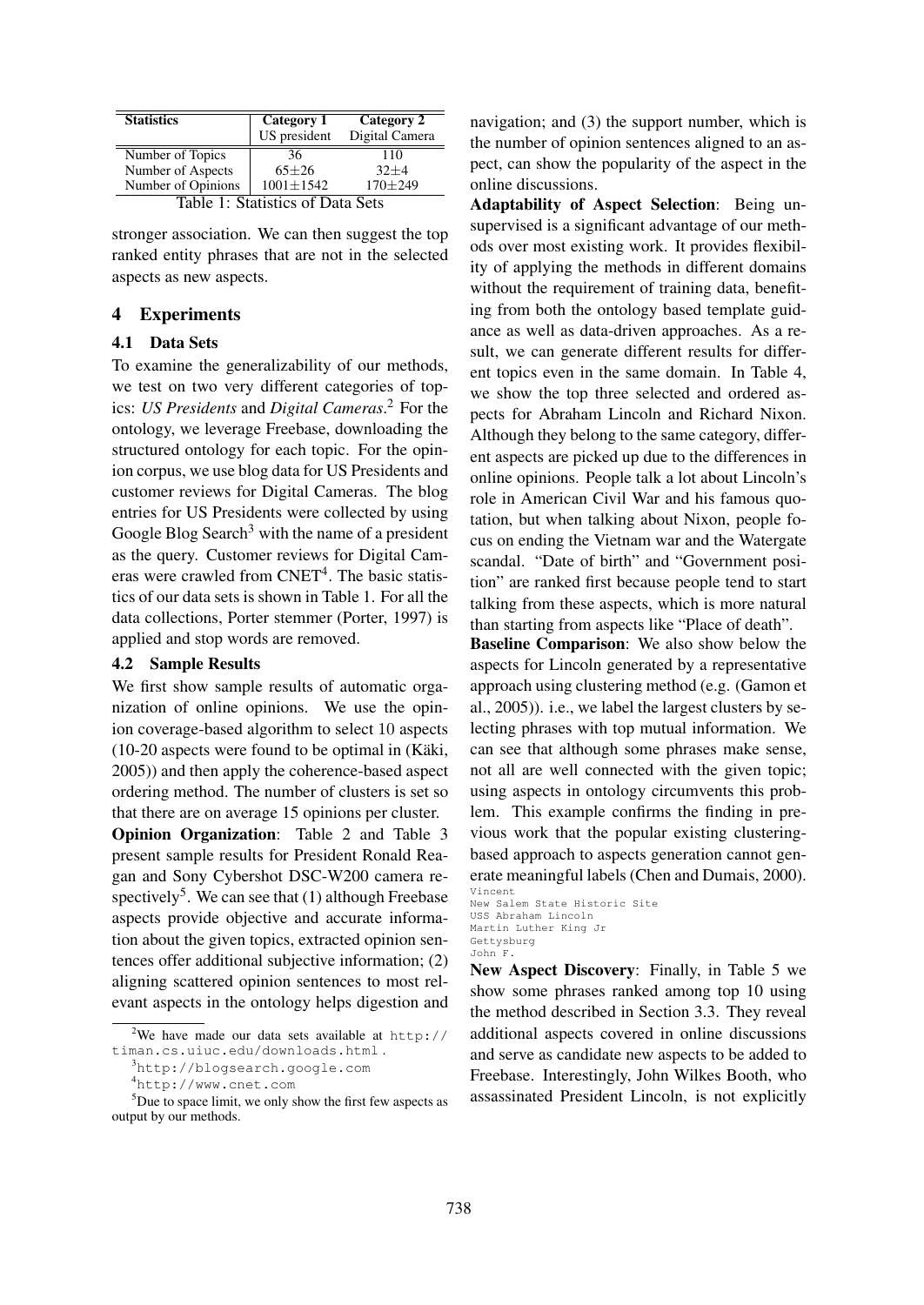| Statistics | Category 1 US president | Category 2 Digital Camera |
|---|---|---|
| Number of Topics | 36 | 110 |
| Number of Aspects | $65 \pm 26$ | $32 \pm 4$ |
| Number of Opinions | $1001 \pm 1542$ | $170 \pm 249$ |

Table 1: Statistics of Data Sets

stronger association. We can then suggest the top ranked entity phrases that are not in the selected aspects as new aspects.

## 4 Experiments

### 4.1 Data Sets

To examine the generalizability of our methods, we test on two very different categories of topics: *US Presidents* and *Digital Cameras*.[2] For the ontology, we leverage Freebase, downloading the structured ontology for each topic. For the opinion corpus, we use blog data for US Presidents and customer reviews for Digital Cameras. The blog entries for US Presidents were collected by using Google Blog Search[3] with the name of a president as the query. Customer reviews for Digital Cameras were crawled from CNET[4]. The basic statistics of our data sets is shown in Table 1. For all the data collections, Porter stemmer (Porter, 1997) is applied and stop words are removed.

### 4.2 Sample Results

We first show sample results of automatic organization of online opinions. We use the opinion coverage-based algorithm to select 10 aspects (10-20 aspects were found to be optimal in (Käki, 2005)) and then apply the coherence-based aspect ordering method. The number of clusters is set so that there are on average 15 opinions per cluster.

**Opinion Organization**: Table 2 and Table 3 present sample results for President Ronald Reagan and Sony Cybershot DSC-W200 camera respectively[5]. We can see that (1) although Freebase aspects provide objective and accurate information about the given topics, extracted opinion sentences offer additional subjective information; (2) aligning scattered opinion sentences to most relevant aspects in the ontology helps digestion and navigation; and (3) the support number, which is the number of opinion sentences aligned to an aspect, can show the popularity of the aspect in the online discussions.

**Adaptability of Aspect Selection**: Being unsupervised is a significant advantage of our methods over most existing work. It provides flexibility of applying the methods in different domains without the requirement of training data, benefiting from both the ontology based template guidance as well as data-driven approaches. As a result, we can generate different results for different topics even in the same domain. In Table 4, we show the top three selected and ordered aspects for Abraham Lincoln and Richard Nixon. Although they belong to the same category, different aspects are picked up due to the differences in online opinions. People talk a lot about Lincoln's role in American Civil War and his famous quotation, but when talking about Nixon, people focus on ending the Vietnam war and the Watergate scandal. "Date of birth" and "Government position" are ranked first because people tend to start talking from these aspects, which is more natural than starting from aspects like "Place of death".

**Baseline Comparison**: We also show below the aspects for Lincoln generated by a representative approach using clustering method (e.g. (Gamon et al., 2005)). i.e., we label the largest clusters by selecting phrases with top mutual information. We can see that although some phrases make sense, not all are well connected with the given topic; using aspects in ontology circumvents this problem. This example confirms the finding in previous work that the popular existing clustering-based approach to aspects generation cannot generate meaningful labels (Chen and Dumais, 2000).

```
Vincent
New Salem State Historic Site
USS Abraham Lincoln
Martin Luther King Jr
Gettysburg
John F.
```

**New Aspect Discovery**: Finally, in Table 5 we show some phrases ranked among top 10 using the method described in Section 3.3. They reveal additional aspects covered in online discussions and serve as candidate new aspects to be added to Freebase. Interestingly, John Wilkes Booth, who assassinated President Lincoln, is not explicitly

[2] We have made our data sets available at http://timan.cs.uiuc.edu/downloads.html .

[3] http://blogsearch.google.com

[4] http://www.cnet.com

[5] Due to space limit, we only show the first few aspects as output by our methods.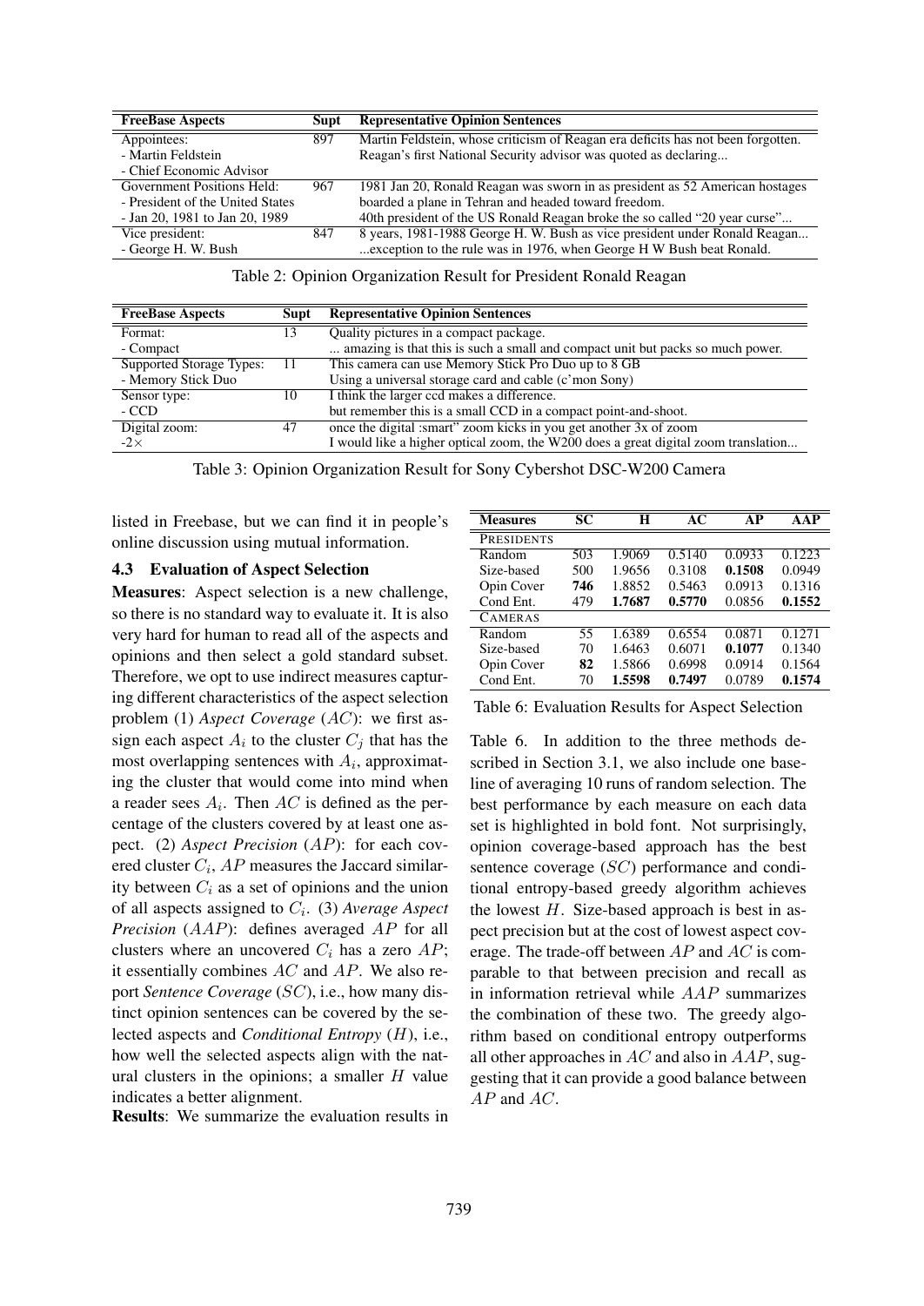| FreeBase Aspects | Supt | Representative Opinion Sentences |
|---|---|---|
| Appointees:<br>- Martin Feldstein<br>- Chief Economic Advisor | 897 | Martin Feldstein, whose criticism of Reagan era deficits has not been forgotten.<br>Reagan's first National Security advisor was quoted as declaring... |
| Government Positions Held:<br>- President of the United States<br>- Jan 20, 1981 to Jan 20, 1989 | 967 | 1981 Jan 20, Ronald Reagan was sworn in as president as 52 American hostages<br>boarded a plane in Tehran and headed toward freedom.<br>40th president of the US Ronald Reagan broke the so called "20 year curse"... |
| Vice president:<br>- George H. W. Bush | 847 | 8 years, 1981-1988 George H. W. Bush as vice president under Ronald Reagan...<br>...exception to the rule was in 1976, when George H W Bush beat Ronald. |

Table 2: Opinion Organization Result for President Ronald Reagan

| FreeBase Aspects | Supt | Representative Opinion Sentences |
|---|---|---|
| Format:<br>- Compact | 13 | Quality pictures in a compact package.<br>... amazing is that this is such a small and compact unit but packs so much power. |
| Supported Storage Types:<br>- Memory Stick Duo | 11 | This camera can use Memory Stick Pro Duo up to 8 GB<br>Using a universal storage card and cable (c'mon Sony) |
| Sensor type:<br>- CCD | 10 | I think the larger ccd makes a difference.<br>but remember this is a small CCD in a compact point-and-shoot. |
| Digital zoom:<br>-2× | 47 | once the digital :smart" zoom kicks in you get another 3x of zoom<br>I would like a higher optical zoom, the W200 does a great digital zoom translation... |

Table 3: Opinion Organization Result for Sony Cybershot DSC-W200 Camera

listed in Freebase, but we can find it in people's online discussion using mutual information.

### 4.3 Evaluation of Aspect Selection

**Measures**: Aspect selection is a new challenge, so there is no standard way to evaluate it. It is also very hard for human to read all of the aspects and opinions and then select a gold standard subset. Therefore, we opt to use indirect measures capturing different characteristics of the aspect selection problem (1) *Aspect Coverage* ($AC$): we first assign each aspect $A_i$ to the cluster $C_j$ that has the most overlapping sentences with $A_i$, approximating the cluster that would come into mind when a reader sees $A_i$. Then $AC$ is defined as the percentage of the clusters covered by at least one aspect. (2) *Aspect Precision* ($AP$): for each covered cluster $C_i$, $AP$ measures the Jaccard similarity between $C_i$ as a set of opinions and the union of all aspects assigned to $C_i$. (3) *Average Aspect Precision* ($AAP$): defines averaged $AP$ for all clusters where an uncovered $C_i$ has a zero $AP$; it essentially combines $AC$ and $AP$. We also report *Sentence Coverage* ($SC$), i.e., how many distinct opinion sentences can be covered by the selected aspects and *Conditional Entropy* ($H$), i.e., how well the selected aspects align with the natural clusters in the opinions; a smaller $H$ value indicates a better alignment.

**Results**: We summarize the evaluation results in

| Measures | SC | H | AC | AP | AAP |
|---|---|---|---|---|---|
| PRESIDENTS | | | | | |
| Random | 503 | 1.9069 | 0.5140 | 0.0933 | 0.1223 |
| Size-based | 500 | 1.9656 | 0.3108 | **0.1508** | 0.0949 |
| Opin Cover | **746** | 1.8852 | 0.5463 | 0.0913 | 0.1316 |
| Cond Ent. | 479 | **1.7687** | **0.5770** | 0.0856 | **0.1552** |
| CAMERAS | | | | | |
| Random | 55 | 1.6389 | 0.6554 | 0.0871 | 0.1271 |
| Size-based | 70 | 1.6463 | 0.6071 | **0.1077** | 0.1340 |
| Opin Cover | **82** | 1.5866 | 0.6998 | 0.0914 | 0.1564 |
| Cond Ent. | 70 | **1.5598** | **0.7497** | 0.0789 | **0.1574** |

Table 6: Evaluation Results for Aspect Selection

Table 6. In addition to the three methods described in Section 3.1, we also include one baseline of averaging 10 runs of random selection. The best performance by each measure on each data set is highlighted in bold font. Not surprisingly, opinion coverage-based approach has the best sentence coverage ($SC$) performance and conditional entropy-based greedy algorithm achieves the lowest $H$. Size-based approach is best in aspect precision but at the cost of lowest aspect coverage. The trade-off between $AP$ and $AC$ is comparable to that between precision and recall as in information retrieval while $AAP$ summarizes the combination of these two. The greedy algorithm based on conditional entropy outperforms all other approaches in $AC$ and also in $AAP$, suggesting that it can provide a good balance between $AP$ and $AC$.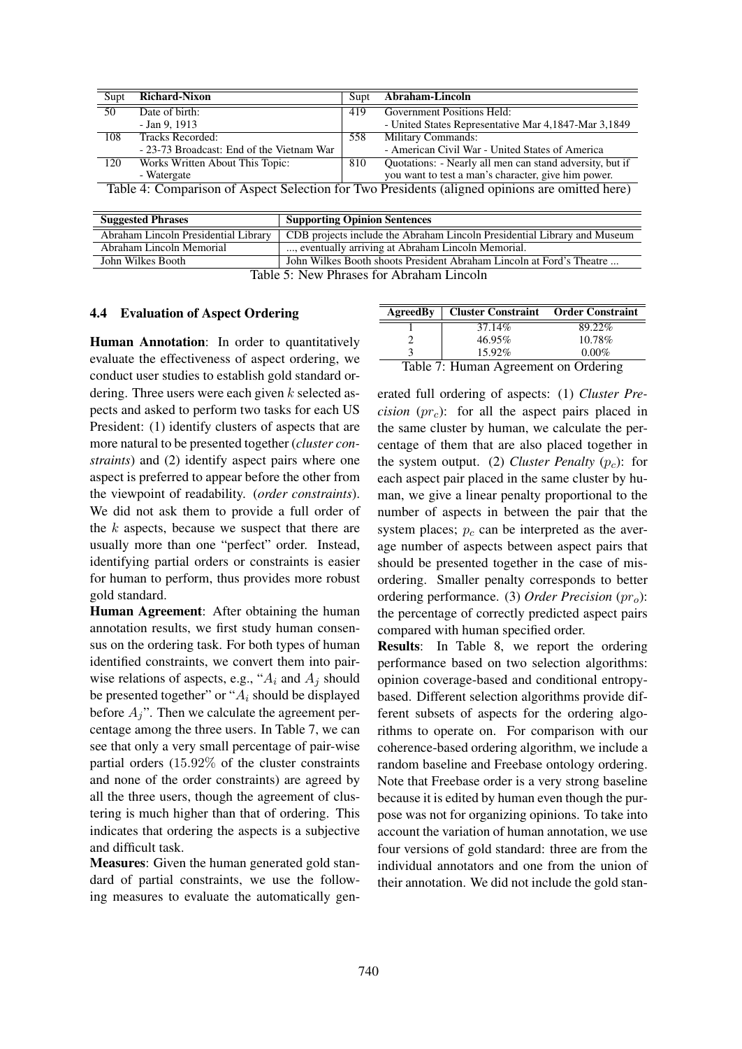| Supt | Richard-Nixon | Supt | Abraham-Lincoln |
|---|---|---|---|
| 50 | Date of birth:<br>- Jan 9, 1913 | 419 | Government Positions Held:<br>- United States Representative Mar 4,1847-Mar 3,1849 |
| 108 | Tracks Recorded:<br>- 23-73 Broadcast: End of the Vietnam War | 558 | Military Commands:<br>- American Civil War - United States of America |
| 120 | Works Written About This Topic:<br>- Watergate | 810 | Quotations: - Nearly all men can stand adversity, but if you want to test a man's character, give him power. |

Table 4: Comparison of Aspect Selection for Two Presidents (aligned opinions are omitted here)

| Suggested Phrases | Supporting Opinion Sentences |
|---|---|
| Abraham Lincoln Presidential Library | CDB projects include the Abraham Lincoln Presidential Library and Museum |
| Abraham Lincoln Memorial | ..., eventually arriving at Abraham Lincoln Memorial. |
| John Wilkes Booth | John Wilkes Booth shoots President Abraham Lincoln at Ford's Theatre ... |

Table 5: New Phrases for Abraham Lincoln

### 4.4 Evaluation of Aspect Ordering

**Human Annotation**: In order to quantitatively evaluate the effectiveness of aspect ordering, we conduct user studies to establish gold standard ordering. Three users were each given $k$ selected aspects and asked to perform two tasks for each US President: (1) identify clusters of aspects that are more natural to be presented together (*cluster constraints*) and (2) identify aspect pairs where one aspect is preferred to appear before the other from the viewpoint of readability. (*order constraints*). We did not ask them to provide a full order of the $k$ aspects, because we suspect that there are usually more than one "perfect" order. Instead, identifying partial orders or constraints is easier for human to perform, thus provides more robust gold standard.

**Human Agreement**: After obtaining the human annotation results, we first study human consensus on the ordering task. For both types of human identified constraints, we convert them into pairwise relations of aspects, e.g., "$A_i$ and $A_j$ should be presented together" or "$A_i$ should be displayed before $A_j$". Then we calculate the agreement percentage among the three users. In Table 7, we can see that only a very small percentage of pair-wise partial orders ($15.92\%$ of the cluster constraints and none of the order constraints) are agreed by all the three users, though the agreement of clustering is much higher than that of ordering. This indicates that ordering the aspects is a subjective and difficult task.

**Measures**: Given the human generated gold standard of partial constraints, we use the following measures to evaluate the automatically generated full ordering of aspects: (1) *Cluster Precision* ($pr_c$): for all the aspect pairs placed in the same cluster by human, we calculate the percentage of them that are also placed together in the system output. (2) *Cluster Penalty* ($p_c$): for each aspect pair placed in the same cluster by human, we give a linear penalty proportional to the number of aspects in between the pair that the system places; $p_c$ can be interpreted as the average number of aspects between aspect pairs that should be presented together in the case of misordering. Smaller penalty corresponds to better ordering performance. (3) *Order Precision* ($pr_o$): the percentage of correctly predicted aspect pairs compared with human specified order.

| AgreedBy | Cluster Constraint | Order Constraint |
|---|---|---|
| 1 | 37.14% | 89.22% |
| 2 | 46.95% | 10.78% |
| 3 | 15.92% | 0.00% |

Table 7: Human Agreement on Ordering

**Results**: In Table 8, we report the ordering performance based on two selection algorithms: opinion coverage-based and conditional entropy-based. Different selection algorithms provide different subsets of aspects for the ordering algorithms to operate on. For comparison with our coherence-based ordering algorithm, we include a random baseline and Freebase ontology ordering. Note that Freebase order is a very strong baseline because it is edited by human even though the purpose was not for organizing opinions. To take into account the variation of human annotation, we use four versions of gold standard: three are from the individual annotators and one from the union of their annotation. We did not include the gold stan-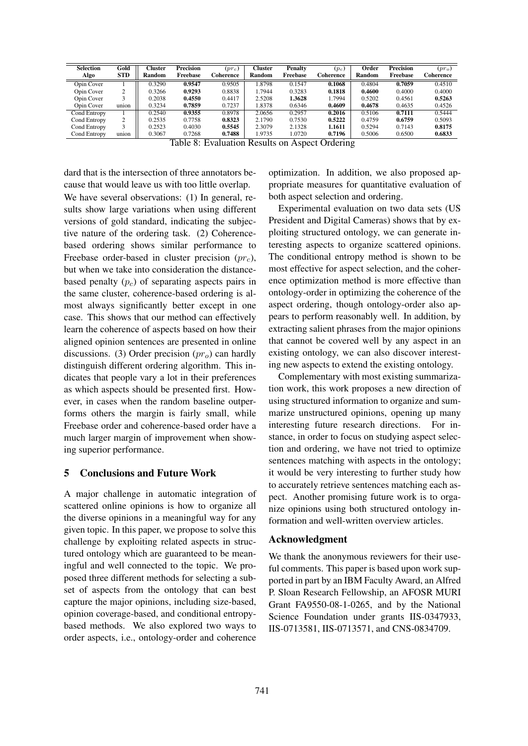| Selection Algo | Gold STD | Cluster Random | Precision Freebase | $(pr_c)$ Coherence | Cluster Random | Penalty Freebase | $(p_c)$ Coherence | Order Random | Precision Freebase | $(pr_o)$ Coherence |
|---|---|---|---|---|---|---|---|---|---|---|
| Opin Cover | 1 | 0.3290 | **0.9547** | 0.9505 | 1.8798 | 0.1547 | **0.1068** | 0.4804 | **0.7059** | 0.4510 |
| Opin Cover | 2 | 0.3266 | **0.9293** | 0.8838 | 1.7944 | 0.3283 | **0.1818** | **0.4600** | 0.4000 | 0.4000 |
| Opin Cover | 3 | 0.2038 | **0.4550** | 0.4417 | 2.5208 | **1.3628** | 1.7994 | 0.5202 | 0.4561 | **0.5263** |
| Opin Cover | union | 0.3234 | **0.7859** | 0.7237 | 1.8378 | 0.6346 | **0.4609** | **0.4678** | 0.4635 | 0.4526 |
| Cond Entropy | 1 | 0.2540 | **0.9355** | 0.8978 | 2.0656 | 0.2957 | **0.2016** | 0.5106 | **0.7111** | 0.5444 |
| Cond Entropy | 2 | 0.2535 | 0.7758 | **0.8323** | 2.1790 | 0.7530 | **0.5222** | 0.4759 | **0.6759** | 0.5093 |
| Cond Entropy | 3 | 0.2523 | 0.4030 | **0.5545** | 2.3079 | 2.1328 | **1.1611** | 0.5294 | 0.7143 | **0.8175** |
| Cond Entropy | union | 0.3067 | 0.7268 | **0.7488** | 1.9735 | 1.0720 | **0.7196** | 0.5006 | 0.6500 | **0.6833** |

Table 8: Evaluation Results on Aspect Ordering

dard that is the intersection of three annotators because that would leave us with too little overlap.

We have several observations: (1) In general, results show large variations when using different versions of gold standard, indicating the subjective nature of the ordering task. (2) Coherence-based ordering shows similar performance to Freebase order-based in cluster precision ($pr_c$), but when we take into consideration the distance-based penalty ($p_c$) of separating aspects pairs in the same cluster, coherence-based ordering is almost always significantly better except in one case. This shows that our method can effectively learn the coherence of aspects based on how their aligned opinion sentences are presented in online discussions. (3) Order precision ($pr_o$) can hardly distinguish different ordering algorithm. This indicates that people vary a lot in their preferences as which aspects should be presented first. However, in cases when the random baseline outperforms others the margin is fairly small, while Freebase order and coherence-based order have a much larger margin of improvement when showing superior performance.

## 5 Conclusions and Future Work

A major challenge in automatic integration of scattered online opinions is how to organize all the diverse opinions in a meaningful way for any given topic. In this paper, we propose to solve this challenge by exploiting related aspects in structured ontology which are guaranteed to be meaningful and well connected to the topic. We proposed three different methods for selecting a subset of aspects from the ontology that can best capture the major opinions, including size-based, opinion coverage-based, and conditional entropy-based methods. We also explored two ways to order aspects, i.e., ontology-order and coherence optimization. In addition, we also proposed appropriate measures for quantitative evaluation of both aspect selection and ordering.

Experimental evaluation on two data sets (US President and Digital Cameras) shows that by exploiting structured ontology, we can generate interesting aspects to organize scattered opinions. The conditional entropy method is shown to be most effective for aspect selection, and the coherence optimization method is more effective than ontology-order in optimizing the coherence of the aspect ordering, though ontology-order also appears to perform reasonably well. In addition, by extracting salient phrases from the major opinions that cannot be covered well by any aspect in an existing ontology, we can also discover interesting new aspects to extend the existing ontology.

Complementary with most existing summarization work, this work proposes a new direction of using structured information to organize and summarize unstructured opinions, opening up many interesting future research directions. For instance, in order to focus on studying aspect selection and ordering, we have not tried to optimize sentences matching with aspects in the ontology; it would be very interesting to further study how to accurately retrieve sentences matching each aspect. Another promising future work is to organize opinions using both structured ontology information and well-written overview articles.

### Acknowledgment

We thank the anonymous reviewers for their useful comments. This paper is based upon work supported in part by an IBM Faculty Award, an Alfred P. Sloan Research Fellowship, an AFOSR MURI Grant FA9550-08-1-0265, and by the National Science Foundation under grants IIS-0347933, IIS-0713581, IIS-0713571, and CNS-0834709.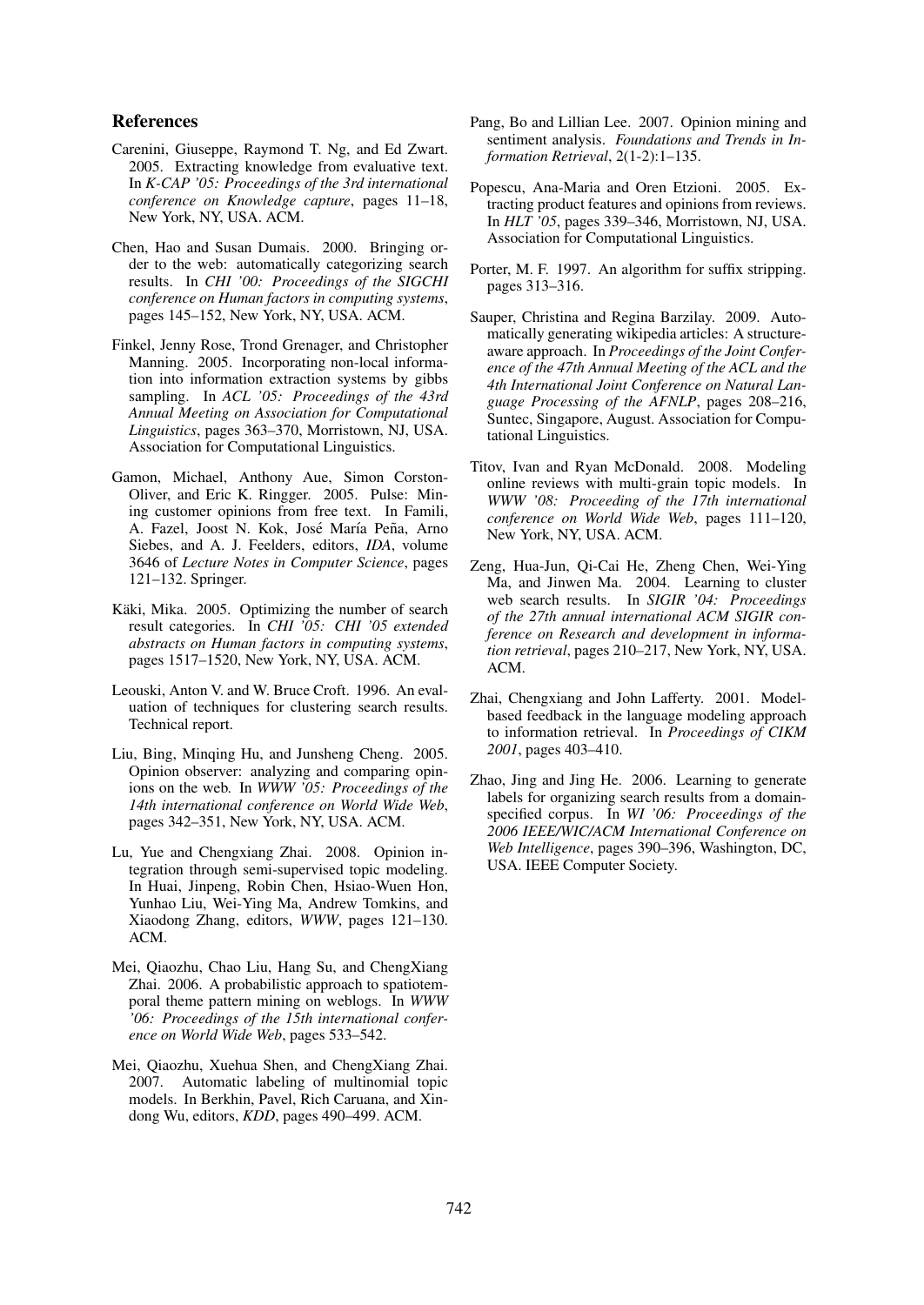## References

Carenini, Giuseppe, Raymond T. Ng, and Ed Zwart. 2005. Extracting knowledge from evaluative text. In *K-CAP '05: Proceedings of the 3rd international conference on Knowledge capture*, pages 11–18, New York, NY, USA. ACM.

Chen, Hao and Susan Dumais. 2000. Bringing order to the web: automatically categorizing search results. In *CHI '00: Proceedings of the SIGCHI conference on Human factors in computing systems*, pages 145–152, New York, NY, USA. ACM.

Finkel, Jenny Rose, Trond Grenager, and Christopher Manning. 2005. Incorporating non-local information into information extraction systems by gibbs sampling. In *ACL '05: Proceedings of the 43rd Annual Meeting on Association for Computational Linguistics*, pages 363–370, Morristown, NJ, USA. Association for Computational Linguistics.

Gamon, Michael, Anthony Aue, Simon Corston-Oliver, and Eric K. Ringger. 2005. Pulse: Mining customer opinions from free text. In Famili, A. Fazel, Joost N. Kok, José María Peña, Arno Siebes, and A. J. Feelders, editors, *IDA*, volume 3646 of *Lecture Notes in Computer Science*, pages 121–132. Springer.

Käki, Mika. 2005. Optimizing the number of search result categories. In *CHI '05: CHI '05 extended abstracts on Human factors in computing systems*, pages 1517–1520, New York, NY, USA. ACM.

Leouski, Anton V. and W. Bruce Croft. 1996. An evaluation of techniques for clustering search results. Technical report.

Liu, Bing, Minqing Hu, and Junsheng Cheng. 2005. Opinion observer: analyzing and comparing opinions on the web. In *WWW '05: Proceedings of the 14th international conference on World Wide Web*, pages 342–351, New York, NY, USA. ACM.

Lu, Yue and Chengxiang Zhai. 2008. Opinion integration through semi-supervised topic modeling. In Huai, Jinpeng, Robin Chen, Hsiao-Wuen Hon, Yunhao Liu, Wei-Ying Ma, Andrew Tomkins, and Xiaodong Zhang, editors, *WWW*, pages 121–130. ACM.

Mei, Qiaozhu, Chao Liu, Hang Su, and ChengXiang Zhai. 2006. A probabilistic approach to spatiotemporal theme pattern mining on weblogs. In *WWW '06: Proceedings of the 15th international conference on World Wide Web*, pages 533–542.

Mei, Qiaozhu, Xuehua Shen, and ChengXiang Zhai. 2007. Automatic labeling of multinomial topic models. In Berkhin, Pavel, Rich Caruana, and Xindong Wu, editors, *KDD*, pages 490–499. ACM.

Pang, Bo and Lillian Lee. 2007. Opinion mining and sentiment analysis. *Foundations and Trends in Information Retrieval*, 2(1-2):1–135.

Popescu, Ana-Maria and Oren Etzioni. 2005. Extracting product features and opinions from reviews. In *HLT '05*, pages 339–346, Morristown, NJ, USA. Association for Computational Linguistics.

Porter, M. F. 1997. An algorithm for suffix stripping. pages 313–316.

Sauper, Christina and Regina Barzilay. 2009. Automatically generating wikipedia articles: A structure-aware approach. In *Proceedings of the Joint Conference of the 47th Annual Meeting of the ACL and the 4th International Joint Conference on Natural Language Processing of the AFNLP*, pages 208–216, Suntec, Singapore, August. Association for Computational Linguistics.

Titov, Ivan and Ryan McDonald. 2008. Modeling online reviews with multi-grain topic models. In *WWW '08: Proceeding of the 17th international conference on World Wide Web*, pages 111–120, New York, NY, USA. ACM.

Zeng, Hua-Jun, Qi-Cai He, Zheng Chen, Wei-Ying Ma, and Jinwen Ma. 2004. Learning to cluster web search results. In *SIGIR '04: Proceedings of the 27th annual international ACM SIGIR conference on Research and development in information retrieval*, pages 210–217, New York, NY, USA. ACM.

Zhai, Chengxiang and John Lafferty. 2001. Model-based feedback in the language modeling approach to information retrieval. In *Proceedings of CIKM 2001*, pages 403–410.

Zhao, Jing and Jing He. 2006. Learning to generate labels for organizing search results from a domain-specified corpus. In *WI '06: Proceedings of the 2006 IEEE/WIC/ACM International Conference on Web Intelligence*, pages 390–396, Washington, DC, USA. IEEE Computer Society.